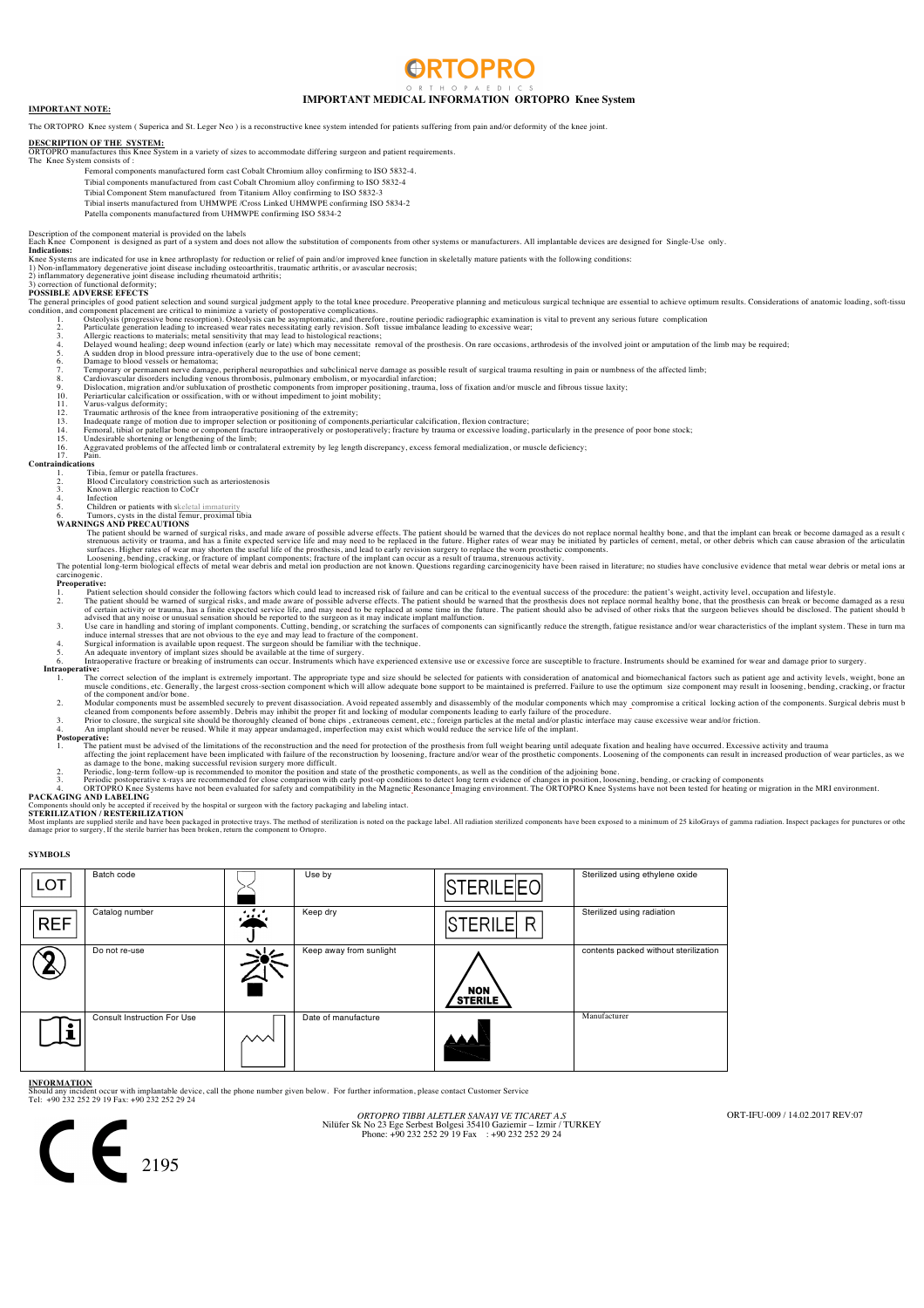# ORTOPRO

ORTHOPAEDICS

## IMPORTANT MEDICAL INFORMATION ORTOPRO Knee System

**IMPORTANT NOTE:**

The ORTOPRO Knee system ( Superica and St. Leger Neo ) is a reconstructive knee system intended for patients suffering from pain and/or deformity of the knee joint.

**DESCRIPTION OF THE SYSTEM:**
ORTOPRO manufactures this Knee System in a variety of sizes to accommodate differing surgeon and patient requirements.
The Knee System consists of :

- Femoral components manufactured form cast Cobalt Chromium alloy confirming to ISO 5832-4.
- Tibial components manufactured from cast Cobalt Chromium alloy confirming to ISO 5832-4
- Tibial Component Stem manufactured from Titanium Alloy confirming to ISO 5832-3
- Tibial inserts manufactured from UHMWPE /Cross Linked UHMWPE confirming ISO 5834-2
- Patella components manufactured from UHMWPE confirming ISO 5834-2

Description of the component material is provided on the labels
Each Knee Component is designed as part of a system and does not allow the substitution of components from other systems or manufacturers. All implantable devices are designed for Single-Use only.

**Indications:**
Knee Systems are indicated for use in knee arthroplasty for reduction or relief of pain and/or improved knee function in skeletally mature patients with the following conditions:
1) Non-inflammatory degenerative joint disease including osteoarthritis, traumatic arthritis, or avascular necrosis;
2) inflammatory degenerative joint disease including rheumatoid arthritis;
3) correction of functional deformity;

**POSSIBLE ADVERSE EFECTS**
The general principles of good patient selection and sound surgical judgment apply to the total knee procedure. Preoperative planning and meticulous surgical technique are essential to achieve optimum results. Considerations of anatomic loading, soft-tissu condition, and component placement are critical to minimize a variety of postoperative complications.

1. Osteolysis (progressive bone resorption). Osteolysis can be asymptomatic, and therefore, routine periodic radiographic examination is vital to prevent any serious future complication
2. Particulate generation leading to increased wear rates necessitating early revision. Soft tissue imbalance leading to excessive wear;
3. Allergic reactions to materials; metal sensitivity that may lead to histological reactions;
4. Delayed wound healing; deep wound infection (early or late) which may necessitate removal of the prosthesis. On rare occasions, arthrodesis of the involved joint or amputation of the limb may be required;
5. A sudden drop in blood pressure intra-operatively due to the use of bone cement;
6. Damage to blood vessels or hematoma;
7. Temporary or permanent nerve damage, peripheral neuropathies and subclinical nerve damage as possible result of surgical trauma resulting in pain or numbness of the affected limb;
8. Cardiovascular disorders including venous thrombosis, pulmonary embolism, or myocardial infarction;
9. Dislocation, migration and/or subluxation of prosthetic components from improper positioning, trauma, loss of fixation and/or muscle and fibrous tissue laxity;
10. Periarticular calcification or ossification, with or without impediment to joint mobility;
11. Varus-valgus deformity;
12. Traumatic arthrosis of the knee from intraoperative positioning of the extremity;
13. Inadequate range of motion due to improper selection or positioning of components,periarticular calcification, flexion contracture;
14. Femoral, tibial or patellar bone or component fracture intraoperatively or postoperatively; fracture by trauma or excessive loading, particularly in the presence of poor bone stock;
15. Undesirable shortening or lengthening of the limb;
16. Aggravated problems of the affected limb or contralateral extremity by leg length discrepancy, excess femoral medialization, or muscle deficiency;
17. Pain.

**Contraindications**

1. Tibia, femur or patella fractures.
2. Blood Circulatory constriction such as arteriostenosis
3. Known allergic reaction to CoCr
4. Infection
5. Children or patients with skeletal immaturity
6. Tumors, cysts in the distal femur, proximal tibia

**WARNINGS AND PRECAUTIONS**

The patient should be warned of surgical risks, and made aware of possible adverse effects. The patient should be warned that the devices do not replace normal healthy bone, and that the implant can break or become damaged as a result c strenuous activity or trauma, and has a finite expected service life and may need to be replaced in the future. Higher rates of wear may be initiated by particles of cement, metal, or other debris which can cause abrasion of the articulatin surfaces. Higher rates of wear may shorten the useful life of the prosthesis, and lead to early revision surgery to replace the worn prosthetic components.
Loosening, bending, cracking, or fracture of implant components; fracture of the implant can occur as a result of trauma, strenuous activity.
The potential long-term biological effects of metal wear debris and metal ion production are not known. Questions regarding carcinogenicity have been raised in literature; no studies have conclusive evidence that metal wear debris or metal ions ar carcinogenic.

**Preoperative:**

1. Patient selection should consider the following factors which could lead to increased risk of failure and can be critical to the eventual success of the procedure: the patient's weight, activity level, occupation and lifestyle.
2. The patient should be warned of surgical risks, and made aware of possible adverse effects. The patient should be warned that the prosthesis does not replace normal healthy bone, that the prosthesis can break or become damaged as a resu of certain activity or trauma, has a finite expected service life, and may need to be replaced at some time in the future. The patient should also be advised of other risks that the surgeon believes should be disclosed. The patient should b advised that any noise or unusual sensation should be reported to the surgeon as it may indicate implant malfunction.
3. Use care in handling and storing of implant components. Cutting, bending, or scratching the surfaces of components can significantly reduce the strength, fatigue resistance and/or wear characteristics of the implant system. These in turn ma induce internal stresses that are not obvious to the eye and may lead to fracture of the component.
4. Surgical information is available upon request. The surgeon should be familiar with the technique.
5. An adequate inventory of implant sizes should be available at the time of surgery.
6. Intraoperative fracture or breaking of instruments can occur. Instruments which have experienced extensive use or excessive force are susceptible to fracture. Instruments should be examined for wear and damage prior to surgery.

**Intraoperative:**

1. The correct selection of the implant is extremely important. The appropriate type and size should be selected for patients with consideration of anatomical and biomechanical factors such as patient age and activity levels, weight, bone an muscle conditions, etc. Generally, the largest cross-section component which will allow adequate bone support to be maintained is preferred. Failure to use the optimum size component may result in loosening, bending, cracking, or fractur of the component and/or bone.
2. Modular components must be assembled securely to prevent disassociation. Avoid repeated assembly and disassembly of the modular components which may compromise a critical locking action of the components. Surgical debris must b cleaned from components before assembly. Debris may inhibit the proper fit and locking of modular components leading to early failure of the procedure.
3. Prior to closure, the surgical site should be thoroughly cleaned of bone chips , extraneous cement, etc.; foreign particles at the metal and/or plastic interface may cause excessive wear and/or friction.
4. An implant should never be reused. While it may appear undamaged, imperfection may exist which would reduce the service life of the implant.

**Postoperative:**

1. The patient must be advised of the limitations of the reconstruction and the need for protection of the prosthesis from full weight bearing until adequate fixation and healing have occurred. Excessive activity and trauma affecting the joint replacement have been implicated with failure of the reconstruction by loosening, fracture and/or wear of the prosthetic components. Loosening of the components can result in increased production of wear particles, as we as damage to the bone, making successful revision surgery more difficult.
2. Periodic, long-term follow-up is recommended to monitor the position and state of the prosthetic components, as well as the condition of the adjoining bone.
3. Periodic postoperative x-rays are recommended for close comparison with early post-op conditions to detect long term evidence of changes in position, loosening, bending, or cracking of components
4. ORTOPRO Knee Systems have not been evaluated for safety and compatibility in the Magnetic Resonance Imaging environment. The ORTOPRO Knee Systems have not been tested for heating or migration in the MRI environment.

**PACKAGING AND LABELING**
Components should only be accepted if received by the hospital or surgeon with the factory packaging and labeling intact.

**STERILIZATION / RESTERILIZATION**
Most implants are supplied sterile and have been packaged in protective trays. The method of sterilization is noted on the package label. All radiation sterilized components have been exposed to a minimum of 25 kiloGrays of gamma radiation. Inspect packages for punctures or othe damage prior to surgery, If the sterile barrier has been broken, return the component to Ortopro.

**SYMBOLS**

| Symbol | Meaning | Symbol | Meaning | Symbol | Meaning |
|---|---|---|---|---|---|
| LOT | Batch code | | Use by | STERILE EO | Sterilized using ethylene oxide |
| REF | Catalog number | | Keep dry | STERILE R | Sterilized using radiation |
| | Do not re-use | | Keep away from sunlight | NON STERILE | contents packed without sterilization |
| | Consult Instruction For Use | | Date of manufacture | | Manufacturer |

**INFORMATION**
Should any incident occur with implantable device, call the phone number given below. For further information, please contact Customer Service
Tel: +90 232 252 29 19 Fax: +90 232 252 29 24

CE 2195

*ORTOPRO TIBBI ALETLER SANAYI VE TICARET A.S*
Nilüfer Sk No 23 Ege Serbest Bolgesi 35410 Gaziemir – Izmir / TURKEY
Phone: +90 232 252 29 19 Fax : +90 232 252 29 24

ORT-IFU-009 / 14.02.2017 REV:07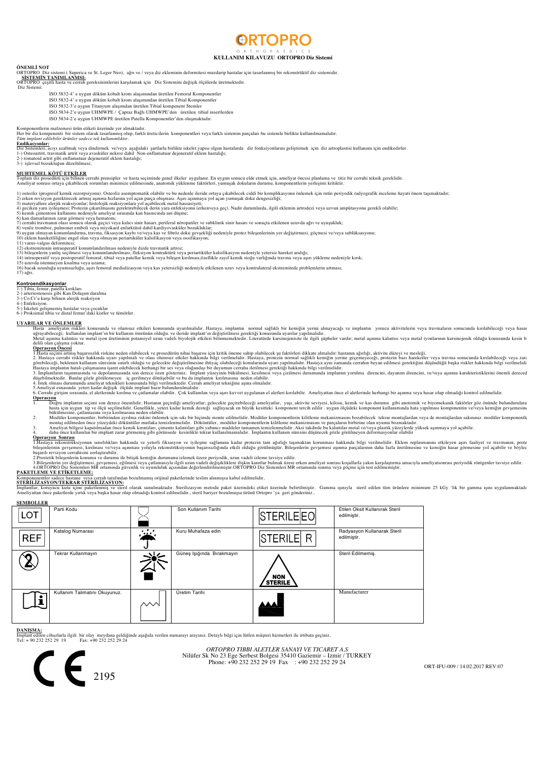# ORTOPRO

ORTHOPAEDICS

## KULLANIM KILAVUZU ORTOPRO Diz Sistemi

**ÖNEMLİ NOT**

ORTOPRO Diz sistemi ( Superica ve St. Leger Neo), ağrı ve / veya diz ekleminin deformitesi muzdarip hastalar için tasarlanmış bir rekonstrüktif diz sistemidir.

**SİSTEMİN TANIMLANMASI:**

ORTOPRO çeşitli hasta ve cerrah gereksinimlerini karşılamak için Diz Sistemini değişik ölçülerde üretmektedir.

Diz Sistemi:

- ISO 5832-4' e uygun döküm kobalt krom alaşımından üretilen Femoral Komponentler
- ISO 5832-4' e uygun döküm kobalt krom alaşımından üretilen Tibial Komponentler
- ISO 5832-3'e uygun Titanyum alaşımdan üretilen Tibial kompenent Stemler
- ISO 5834-2'e uygun UHMWPE / Çapraz Bağlı UHMWPE'den üretilen tibial insertlerden
- ISO 5834-2'e uygun UHMWPE üretilen Patella Komponentler'den oluşmaktadır.

Komponentlerin malzemesi ürün etiketi üzerinde yer almaktadır.

Her bir diz kompenenti bir sistem olarak tasarlanmış olup, farklı üreticilerin komponentleri veya farklı sistemin parçaları bu sistemle birlikte kullanılmamalıdır.

*Tüm implant edilebilir ürünler sadece tek kullanımlıktır.*

**Endikasyonlar:**

Diz Sistemleri, acıyı azaltmak veya dindirmek ve/veya aşağıdaki şartlarla birlikte iskelet yapısı olgun hastalarda diz fonksiyonlarını geliştirmek için diz artroplastisi kullanımı için endikedirler.

1-) Osteoartrit, travmatik artrit veya avasküler nekroz dahil Non-enflamatuar dejeneratif eklem hastalığı;
2-) romatoid artrit gibi enflamatuar dejeneratif eklem hastalığı;
3-) işlevsel bozukluğun düzeltilmesi;

**MUHTEMEL KÖTÜ ETKİLER**

Toplam diz prosedürü için bilinen cerrahi prensipler ve hasta seçiminde genel ilkeler uygulanır. En uygun sonucu elde etmek için, ameliyat öncesi planlama ve titiz bir cerrahi teknik gereklidir.

Ameliyat sonrası ortaya çıkabilecek sorunları minimize edilmesinde, anatomik yüklenme faktörleri, yumuşak dokuların durumu, komponentlerin yerleşimi kritiktir.

1) osteoliz (progresif kemik rezorpsiyonu). Osteoliz asemptomatik olabilir ve bu nedenle ileride ortaya çıkabilecek ciddi bir komplikasyonu önlemek için rutin periyodik radyografik inceleme hayati önem taşımaktadır;
2) erken revizyon gerektirecek artmış aşınma hızlarına yol açan parça oluşması. Aşırı aşınmaya yol açan yumuşak doku dengesizliği;
3) materyallere alerjik reaksiyonlar; histolojik reaksiyonlara yol açabilecek metal hassasiyeti;
4) geciken yara iyileşmesi; Protezin çıkarılmasını gerektirebilecek derin yara enfeksiyonu (erkenveya geç). Nadir durumlarda, ilgili eklemin artrodezi veya uzuv ampütasyonu gerekli olabilir;
5) kemik çimentosu kullanımı nedeniyle ameliyat sırasında kan basıncında ani düşme;
6) kan damarlarının zarar görmesi veya hematom;
7) cerrahi travmanın olası sonucu olarak geçici veya kalıcı sinir hasarı, periferal nöropatiler ve subklinik sinir hasarı ve sonuçta etkilenen uzuvda ağrı ve uyuşukluk;
8) venöz tromboz, pulmoner emboli veya miyokard enfarktüsü dahil kardiyovasküler bozukluklar;
9) uygun olmayan konumlandırma, travma, fiksasyon kaybı ve/veya kas ve fibröz doku gevşekliği nedeniyle protez bileşenlerinin yer değiştirmesi, göçmesi ve/veya sublüksasyonu;
10) eklem hareketliliğine engel olan veya olmayan periartiküler kalsifikasyon veya ossifikasyon;
11) varus-valgus deformitesi;
12) ekstremitenin intraoperatif konumlandırılması nedeniyle dizde travmatik artroz;
13) bileşenlerin yanlış seçilmesi veya konumlandırılması, fleksiyon kontraktürü veya periartiküler kalsifikasyon nedeniyle yetersiz hareket aralığı;
14) intraoperatif veya postoperatif femoral, tibial veya patellar kemik veya bileşen kırılması;özellikle zayıf kemik stoğu varlığında travma veya aşırı yükleme nedeniyle kırık;
15) uzuvda istenmeyen kısalma veya uzama;
16) bacak uzunluğu uyumsuzluğu, aşırı femoral medializasyon veya kas yetersizliği nedeniyle etkilenen uzuv veya kontralateral ekstremitede problemlerin artması;
17) ağrı.

**Kontroendikasyonlar**

1-) Tibia, femur, patella kırıkları
2-) arteriostenosis gibi Kan Dolaşım daralma
3-) Co.Cr'a karşı bilinen alerjik reaksiyon
4-) Enfeksiyon.
5-) İskeleti gelişmemiş hastalar veya çocuklar
6-) Proksimal tibia ve distal femur'daki kistler ve tümörler.

**UYARILAR VE ÖNLEMLER**

Hasta ameliyatın riskleri konusunda ve olumsuz etkileri konusunda uyarılmalıdır. Hastaya, implantın normal sağlıklı bir kemiğin yerini almayacağı ve implantın yorucu aktivitelerin veya travmaların sonucunda kırılabileceği veya hasar uğrayabileceği; kullanılan implant'ın bir kullanım ömrünün olduğu, ve ileride implant'ın değiştirilmesi gerektiği konusunda uyarılar yapılmalıdır.

Metal aşınma kalıntısı ve metal iyon üretiminin potansiyel uzun vadeli biyolojik etkileri bilinmemektedir. Literatürde karsinojenisite ile ilgili şüpheler vardır; metal aşınma kalıntısı veya metal iyonlarının karsinojenik olduğu konusunda kesin b delili olan çalışma yoktur.

**Operasyon Öncesi**

1.Hasta seçimi artmış başarısızlık riskine neden olabilecek ve prosedürün nihai başarısı için kritik öneme sahip olabilecek şu faktörleri dikkate alınmalıdır: hastanın ağırlığı, aktivite düzeyi ve mesleği.

2. Hastaya cerrahi riskler hakkında uyarı yapılmalı ve olası olumsuz etkiler hakkında bilgi verilmelidir. Hastaya, protezin normal sağlıklı kemiğin yerine geçemeyeceği, protezin bazı hareketler veya travma sonucunda kırılabileceği veya zara görebileceği, beklenen kullanım süresinin sınırlı olduğu ve gelecekte değiştirilmesine ihtiyaç olabileceği konularında uyarı yapılmalıdır. Hastaya aynı zamanda cerrahın beyan edilmesi gerektiğini düşündüğü başka riskler hakkında bilgi verilmeli Hastaya implantın hatalı çalışmasına işaret edebilecek herhangi bir ses veya olağandışı bir duyumun cerraha iletilmesi gerektiği hakkında bilgi verilmelidir.

3. İmplantların taşınmasında ve depolanmasında son derece özen gösteriniz. İmplant yüzeyinin bükülmesi, kesilmesi veya çizilmesi durumunda implantın yorulma direncini, dayanım direncini, ve/veya aşınma karakteristiklerini önemli derecede düşebilmektedir. Bunlar gözle görülemeyen iç gerilmeye dönüşebilir ve bu da implantın kırılmasına neden olabilir.

4. İstek olması durumunda ameliyat teknikleri konusunda bilgi verilmektedir. Cerrah ameliyat tekniğine aşina olmalıdır.

5.Ameliyat esnasında yeteri kadar değişik ölçüde implant hazır bulundurulmalıdır.

6. Cerrahi girişim sırasında, el aletlerinde kırılma ve çatlamalar olabilir. Çok kullanılan veya aşırı kuvvet uygulanan el aletleri kırılabilir. Ameliyattan önce el aletlerinde herhangi bir aşınma veya hasar olup olmadığı kontrol edilmelidir.

**Operasyon**

1. Doğru implantın seçimi son derece önemlidir. Hastanın geçirdiği ameliyatlar; gelecekte geçirebileceği ameliyatlar, yaşı, aktivite seviyesi, kilosu, kemik ve kas durumu gibi anotomik ve biyomekanik faktörler göz önünde bulundurulara hasta için uygun tip ve ölçü seçilmelidir. Genellikle, yeteri kadar kemik desteği sağlayacak en büyük kesitteki komponent tercih edilir . uygun ölçüdeki komponent kullanımında hata yapılması komponentin ve/veya kemiğin gevşemesine bükülmesine, çatlamasına veya kırılmasına neden olabilir.
2. Modüler komponentler, birbirinden ayrılma riskini önlemek için sıkı bir biçimde monte edilmelidir. Modüler komponentlerin kilitleme mekanizmasını bozabilecek tekrar montajlardan veya de montajlardan sakınınız. modüler komponentle montaj edilmeden önce yüzeydeki döküntüler mutlaka temizlenmelidir. Döküntüler, modüler komponentlerin kilitleme mekanizmasını ve parçaların birbirine olan uyumu bozmaktadır.
3. Ameliyat bölgesi kapatılmadan önce kemik kırıntıları, çimento kalıntıları gibi yabancı maddeler tamamen temizlenmelidir. Aksi takdirde bu kalıntılar metal ve/veya plastik yüzeylerde yüksek aşınmaya yol açabilir.
4. daha önce kullanılan bir implant zarar görmemiş gibi görünsede kesinlikle tekrar kullanılmamalıdır. İmplantın kullanım süresini düşürecek gözle görülmeyen deformasyonlar olabilir

**Operasyon Sonrası**

1.Hastaya rekonstrüksiyonun sınırlılıkları hakkında ve yeterli fiksasyon ve iyileşme sağlanana kadar protezin tam ağırlığı taşımaktan korunması hakkında bilgi verilmelidir. Eklem replasmanını etkileyen aşırı faaliyet ve travmanın, prote bileşenlerinin gevşemesi, kırılması ve/veya aşınması yoluyla rekonstrüksiyonun başarısızlığında etkili olduğu görülmüştür. Bileşenlerin gevşemesi aşınma parçalarının daha fazla üretilmesine ve kemiğin hasar görmesine yol açabilir ve böylec başarılı revizyon cerrahisini zorlaştırabilir.

2.Prostetik bileşenlerin konumu ve durumu ile bitişik kemiğin durumunu izlemek üzere periyodik, uzun vadeli izleme tavsiye edilir.

3.Bileşenlerin yer değiştirmesi, gevşemesi, eğilmesi veya çatlamasıyla ilgili uzun vadeli değişikliklere ilişkin kanıtlar bulmak üzere erken ameliyat sonrası koşullarla yakın karşılaştırma amacıyla ameliyatsonrası periyodik röntgenler tavsiye edilir.

4.ORTOPRO Diz Sistemleri MR ortamında güvenlik ve uyumluluk açısından değerlendirilmemiştir.ORTOPRO Diz Sistemleri MR ortamında ısınma veya göçme için test edilmemiştir.

**PAKETLEME VE ETİKETLEME:**

Komponentler sadece hastane veya cerrah tarafından bozulmamış orijinal paketlerinde teslim alınmışsa kabul edilmelidir.

**STERİLİZASYON/TEKRAR STERİLİZASYON:**

İmplantlar; koruyucu kutu içine paketlenmiş ve steril olarak sunulmaktadır. Sterilizasyon metodu paket üzerindeki etiket üzerinde belirtilmiştir. Gamma ışınıyla steril edilen tüm ürünlere minimum 25 kGy 'lik bir gamma ışını uygulanmaktadı Ameliyattan önce paketlerde yırtık veya başka hasar olup olmadığı kontrol edilmelidir., steril bariyer bozulmuşsa ürünü Ortopro 'ya geri gönderiniz..

**SEMBOLLER**

| | | | | | |
|---|---|---|---|---|---|
| LOT | Parti Kodu | | Son Kullanım Tarihi | STERILE EO | Etilen Oksit Kullanırak Steril edilmiştir. |
| REF | Katalog Numarası | | Kuru Muhafaza edin | STERILE R | Radyasyon Kullanarak Steril edilmiştir. |
| 2 | Tekrar Kullanmayın | | Güneş Işığında Bırakmayın | NON STERILE | Steril Edilmemiş. |
| i | Kullanım Talimatını Okuyunuz. | | Üretim Tarihi | | Manufacturer |

**DANIŞMA:**

İmplant edilen cihazlarla ilgili bir olay meydana geldiğinde aşağıda verilen numarayı arayınız. Detaylı bilgi için lütfen müşteri hizmetleri ile irtibata geçiniz.

Tel: + 90 232 252 29 19 Fax: +90 232 252 29 24

CE 2195

*ORTOPRO TIBBI ALETLER SANAYI VE TICARET A.S*
Nilüfer Sk No 23 Ege Serbest Bolgesi 35410 Gaziemir – Izmir / TURKEY
Phone: +90 232 252 29 19 Fax : +90 232 252 29 24

ORT-IFU-009 / 14.02.2017 REV:07